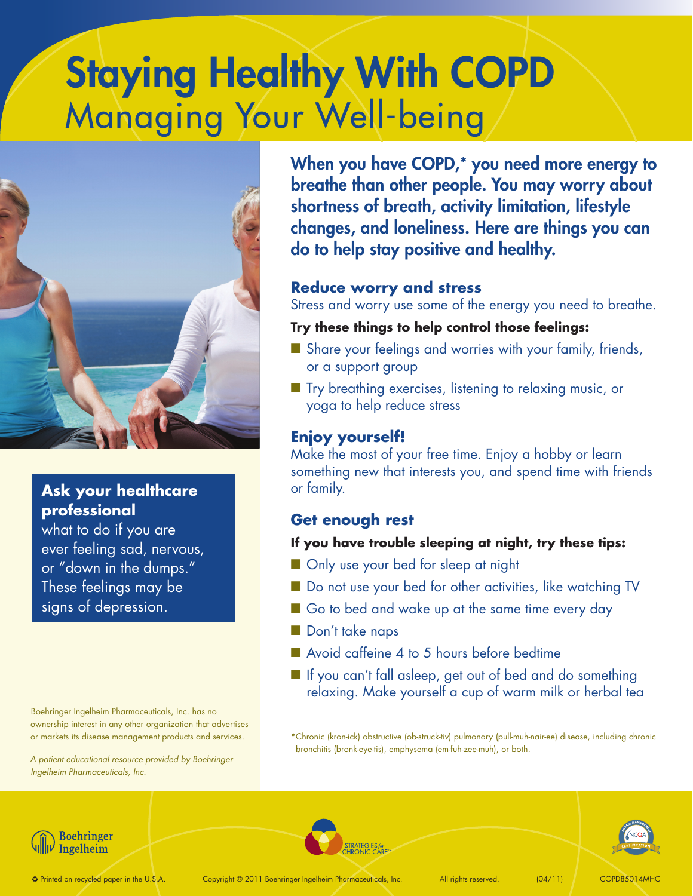# Staying Healthy With COPD

## Managing Your Well-being

**When you have COPD,* you need more energy to breathe than other people. You may worry about shortness of breath, activity limitation, lifestyle changes, and loneliness. Here are things you can do to help stay positive and healthy.**

### Reduce worry and stress

Stress and worry use some of the energy you need to breathe.

**Try these things to help control those feelings:**

- Share your feelings and worries with your family, friends, or a support group
- Try breathing exercises, listening to relaxing music, or yoga to help reduce stress

### Enjoy yourself!

Make the most of your free time. Enjoy a hobby or learn something new that interests you, and spend time with friends or family.

### Get enough rest

**If you have trouble sleeping at night, try these tips:**

- Only use your bed for sleep at night
- Do not use your bed for other activities, like watching TV
- Go to bed and wake up at the same time every day
- Don't take naps
- Avoid caffeine 4 to 5 hours before bedtime
- If you can't fall asleep, get out of bed and do something relaxing. Make yourself a cup of warm milk or herbal tea

**Ask your healthcare professional** what to do if you are ever feeling sad, nervous, or "down in the dumps." These feelings may be signs of depression.

*Chronic (kron-ick) obstructive (ob-struck-tiv) pulmonary (pull-muh-nair-ee) disease, including chronic bronchitis (bronk-eye-tis), emphysema (em-fuh-zee-muh), or both.

Boehringer Ingelheim Pharmaceuticals, Inc. has no ownership interest in any other organization that advertises or markets its disease management products and services.

*A patient educational resource provided by Boehringer Ingelheim Pharmaceuticals, Inc.*

Boehringer Ingelheim

STRATEGIES *for* CHRONIC CARE™

Printed on recycled paper in the U.S.A. Copyright © 2011 Boehringer Ingelheim Pharmaceuticals, Inc. All rights reserved. (04/11) COPD85014MHC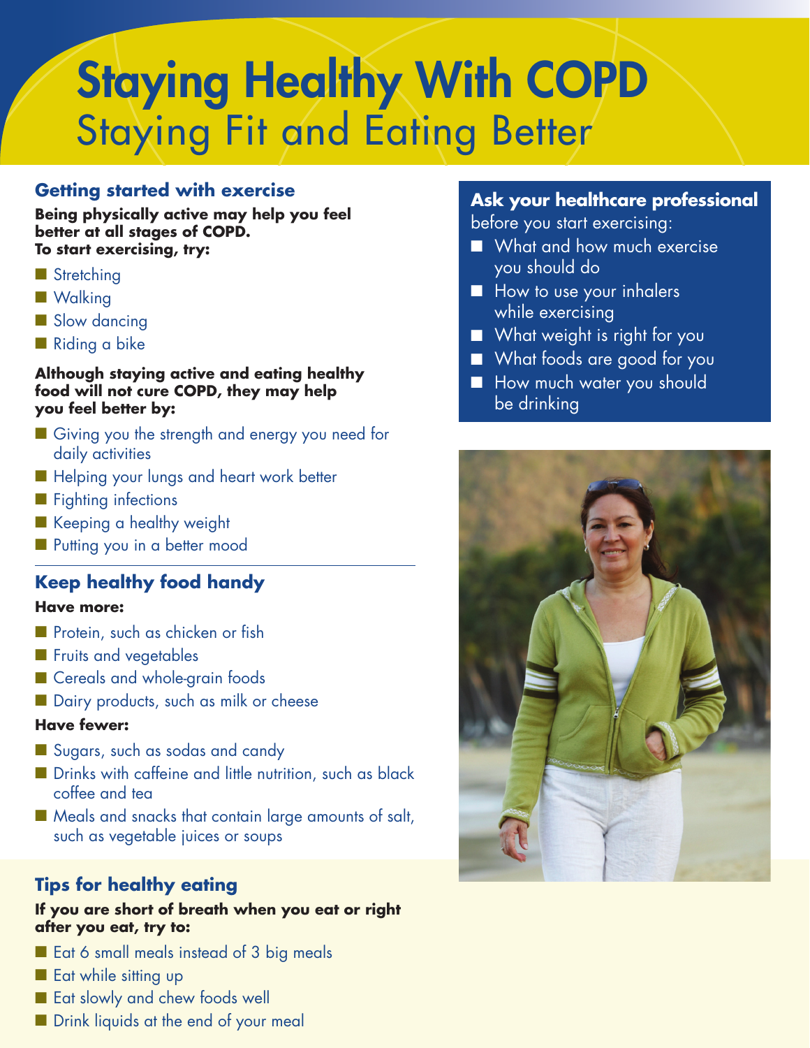# Staying Healthy With COPD

## Staying Fit and Eating Better

### Getting started with exercise

**Being physically active may help you feel better at all stages of COPD.**
**To start exercising, try:**

- Stretching
- Walking
- Slow dancing
- Riding a bike

**Although staying active and eating healthy food will not cure COPD, they may help you feel better by:**

- Giving you the strength and energy you need for daily activities
- Helping your lungs and heart work better
- Fighting infections
- Keeping a healthy weight
- Putting you in a better mood

### Keep healthy food handy

**Have more:**

- Protein, such as chicken or fish
- Fruits and vegetables
- Cereals and whole-grain foods
- Dairy products, such as milk or cheese

**Have fewer:**

- Sugars, such as sodas and candy
- Drinks with caffeine and little nutrition, such as black coffee and tea
- Meals and snacks that contain large amounts of salt, such as vegetable juices or soups

### Tips for healthy eating

**If you are short of breath when you eat or right after you eat, try to:**

- Eat 6 small meals instead of 3 big meals
- Eat while sitting up
- Eat slowly and chew foods well
- Drink liquids at the end of your meal

### Ask your healthcare professional

before you start exercising:

- What and how much exercise you should do
- How to use your inhalers while exercising
- What weight is right for you
- What foods are good for you
- How much water you should be drinking